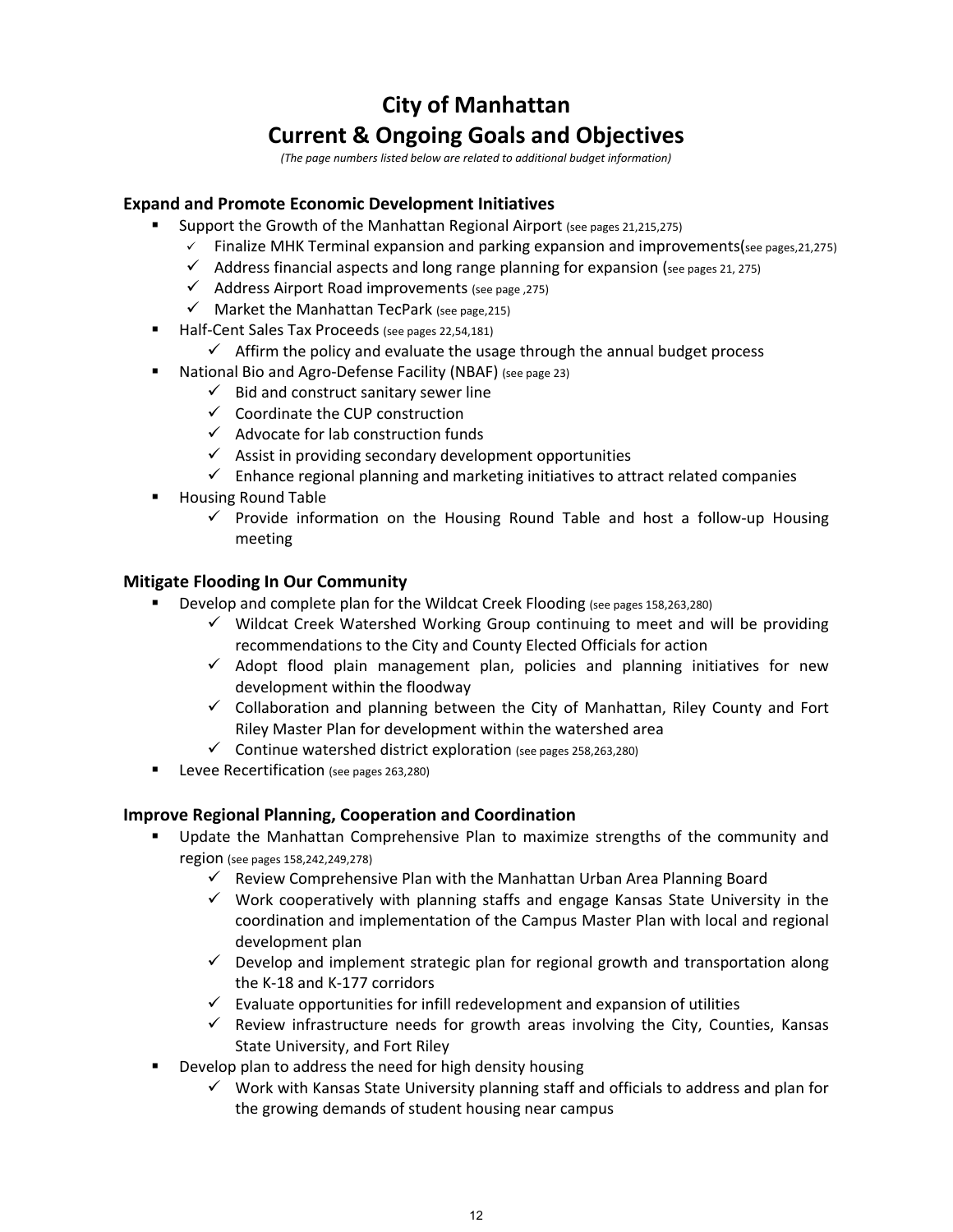# City of Manhattan
# Current & Ongoing Goals and Objectives

*(The page numbers listed below are related to additional budget information)*

### Expand and Promote Economic Development Initiatives

- Support the Growth of the Manhattan Regional Airport (see pages 21,215,275)
  - ✓ Finalize MHK Terminal expansion and parking expansion and improvements(see pages,21,275)
  - ✓ Address financial aspects and long range planning for expansion (see pages 21, 275)
  - ✓ Address Airport Road improvements (see page ,275)
  - ✓ Market the Manhattan TecPark (see page,215)
- Half-Cent Sales Tax Proceeds (see pages 22,54,181)
  - ✓ Affirm the policy and evaluate the usage through the annual budget process
- National Bio and Agro-Defense Facility (NBAF) (see page 23)
  - ✓ Bid and construct sanitary sewer line
  - ✓ Coordinate the CUP construction
  - ✓ Advocate for lab construction funds
  - ✓ Assist in providing secondary development opportunities
  - ✓ Enhance regional planning and marketing initiatives to attract related companies
- Housing Round Table
  - ✓ Provide information on the Housing Round Table and host a follow-up Housing meeting

### Mitigate Flooding In Our Community

- Develop and complete plan for the Wildcat Creek Flooding (see pages 158,263,280)
  - ✓ Wildcat Creek Watershed Working Group continuing to meet and will be providing recommendations to the City and County Elected Officials for action
  - ✓ Adopt flood plain management plan, policies and planning initiatives for new development within the floodway
  - ✓ Collaboration and planning between the City of Manhattan, Riley County and Fort Riley Master Plan for development within the watershed area
  - ✓ Continue watershed district exploration (see pages 258,263,280)
- Levee Recertification (see pages 263,280)

### Improve Regional Planning, Cooperation and Coordination

- Update the Manhattan Comprehensive Plan to maximize strengths of the community and region (see pages 158,242,249,278)
  - ✓ Review Comprehensive Plan with the Manhattan Urban Area Planning Board
  - ✓ Work cooperatively with planning staffs and engage Kansas State University in the coordination and implementation of the Campus Master Plan with local and regional development plan
  - ✓ Develop and implement strategic plan for regional growth and transportation along the K-18 and K-177 corridors
  - ✓ Evaluate opportunities for infill redevelopment and expansion of utilities
  - ✓ Review infrastructure needs for growth areas involving the City, Counties, Kansas State University, and Fort Riley
- Develop plan to address the need for high density housing
  - ✓ Work with Kansas State University planning staff and officials to address and plan for the growing demands of student housing near campus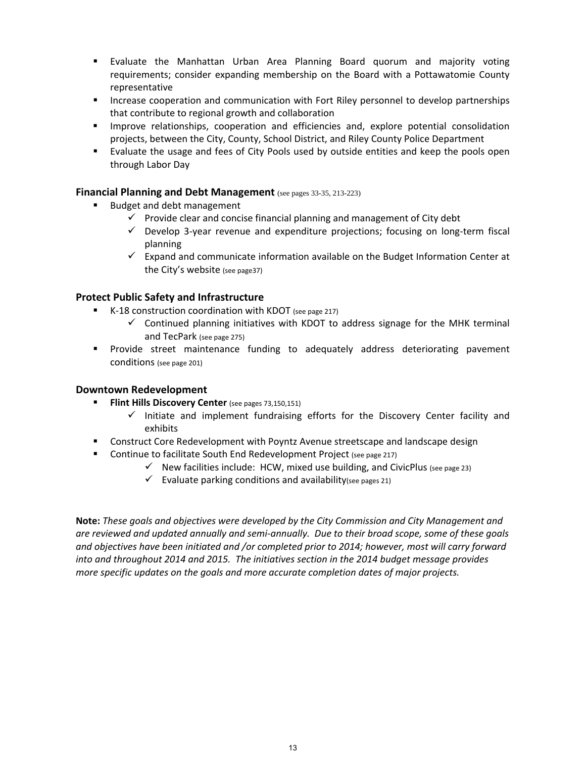- Evaluate the Manhattan Urban Area Planning Board quorum and majority voting requirements; consider expanding membership on the Board with a Pottawatomie County representative
- Increase cooperation and communication with Fort Riley personnel to develop partnerships that contribute to regional growth and collaboration
- Improve relationships, cooperation and efficiencies and, explore potential consolidation projects, between the City, County, School District, and Riley County Police Department
- Evaluate the usage and fees of City Pools used by outside entities and keep the pools open through Labor Day

**Financial Planning and Debt Management** (see pages 33-35, 213-223)

- Budget and debt management
  - ✓ Provide clear and concise financial planning and management of City debt
  - ✓ Develop 3-year revenue and expenditure projections; focusing on long-term fiscal planning
  - ✓ Expand and communicate information available on the Budget Information Center at the City's website (see page37)

**Protect Public Safety and Infrastructure**

- K-18 construction coordination with KDOT (see page 217)
  - ✓ Continued planning initiatives with KDOT to address signage for the MHK terminal and TecPark (see page 275)
- Provide street maintenance funding to adequately address deteriorating pavement conditions (see page 201)

**Downtown Redevelopment**

- **Flint Hills Discovery Center** (see pages 73,150,151)
  - ✓ Initiate and implement fundraising efforts for the Discovery Center facility and exhibits
- Construct Core Redevelopment with Poyntz Avenue streetscape and landscape design
- Continue to facilitate South End Redevelopment Project (see page 217)
  - ✓ New facilities include: HCW, mixed use building, and CivicPlus (see page 23)
  - ✓ Evaluate parking conditions and availability(see pages 21)

**Note:** *These goals and objectives were developed by the City Commission and City Management and are reviewed and updated annually and semi-annually. Due to their broad scope, some of these goals and objectives have been initiated and /or completed prior to 2014; however, most will carry forward into and throughout 2014 and 2015. The initiatives section in the 2014 budget message provides more specific updates on the goals and more accurate completion dates of major projects.*